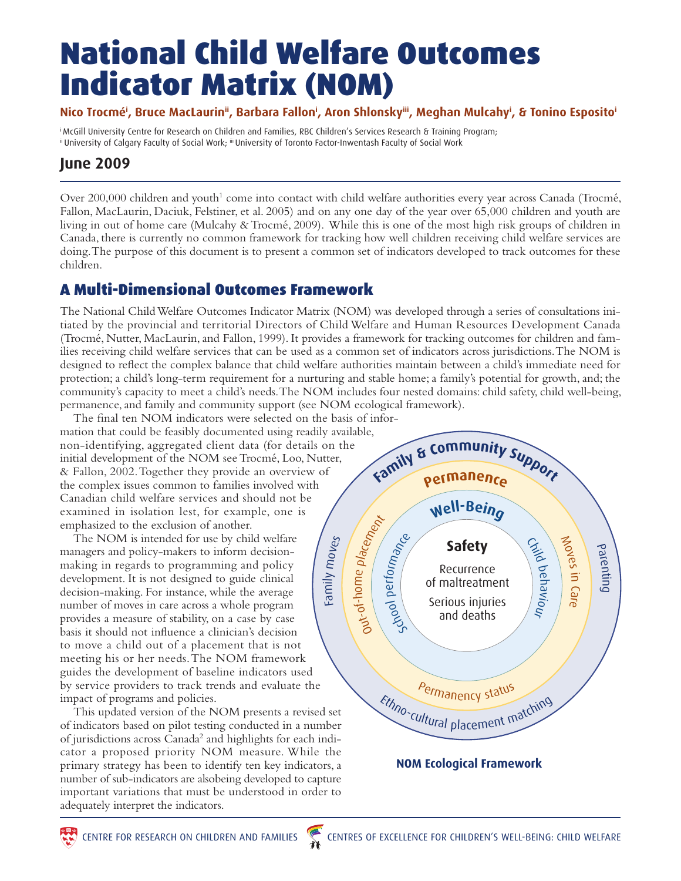# National Child Welfare Outcomes Indicator Matrix (NOM)

**Nico Trocmé[i], Bruce MacLaurin[ii], Barbara Fallon[i], Aron Shlonsky[iii], Meghan Mulcahy[i], & Tonino Esposito[i]**

[i] McGill University Centre for Research on Children and Families, RBC Children's Services Research & Training Program;
[ii] University of Calgary Faculty of Social Work; [iii] University of Toronto Factor-Inwentash Faculty of Social Work

## June 2009

Over 200,000 children and youth[1] come into contact with child welfare authorities every year across Canada (Trocmé, Fallon, MacLaurin, Daciuk, Felstiner, et al. 2005) and on any one day of the year over 65,000 children and youth are living in out of home care (Mulcahy & Trocmé, 2009). While this is one of the most high risk groups of children in Canada, there is currently no common framework for tracking how well children receiving child welfare services are doing. The purpose of this document is to present a common set of indicators developed to track outcomes for these children.

## A Multi-Dimensional Outcomes Framework

The National Child Welfare Outcomes Indicator Matrix (NOM) was developed through a series of consultations initiated by the provincial and territorial Directors of Child Welfare and Human Resources Development Canada (Trocmé, Nutter, MacLaurin, and Fallon, 1999). It provides a framework for tracking outcomes for children and families receiving child welfare services that can be used as a common set of indicators across jurisdictions. The NOM is designed to reflect the complex balance that child welfare authorities maintain between a child's immediate need for protection; a child's long-term requirement for a nurturing and stable home; a family's potential for growth, and; the community's capacity to meet a child's needs. The NOM includes four nested domains: child safety, child well-being, permanence, and family and community support (see NOM ecological framework).

The final ten NOM indicators were selected on the basis of information that could be feasibly documented using readily available, non-identifying, aggregated client data (for details on the initial development of the NOM see Trocmé, Loo, Nutter, & Fallon, 2002. Together they provide an overview of the complex issues common to families involved with Canadian child welfare services and should not be examined in isolation lest, for example, one is emphasized to the exclusion of another.

The NOM is intended for use by child welfare managers and policy-makers to inform decision-making in regards to programming and policy development. It is not designed to guide clinical decision-making. For instance, while the average number of moves in care across a whole program provides a measure of stability, on a case by case basis it should not influence a clinician's decision to move a child out of a placement that is not meeting his or her needs. The NOM framework guides the development of baseline indicators used by service providers to track trends and evaluate the impact of programs and policies.

This updated version of the NOM presents a revised set of indicators based on pilot testing conducted in a number of jurisdictions across Canada[2] and highlights for each indicator a proposed priority NOM measure. While the primary strategy has been to identify ten key indicators, a number of sub-indicators are alsobeing developed to capture important variations that must be understood in order to adequately interpret the indicators.

Family & Community Support
Family moves
Parenting
Ethno-cultural placement matching
Permanence
Out-of-home placement
Moves in Care
Permanency status
Well-Being
School performance
Child behaviour
Safety
Recurrence of maltreatment
Serious injuries and deaths

**NOM Ecological Framework**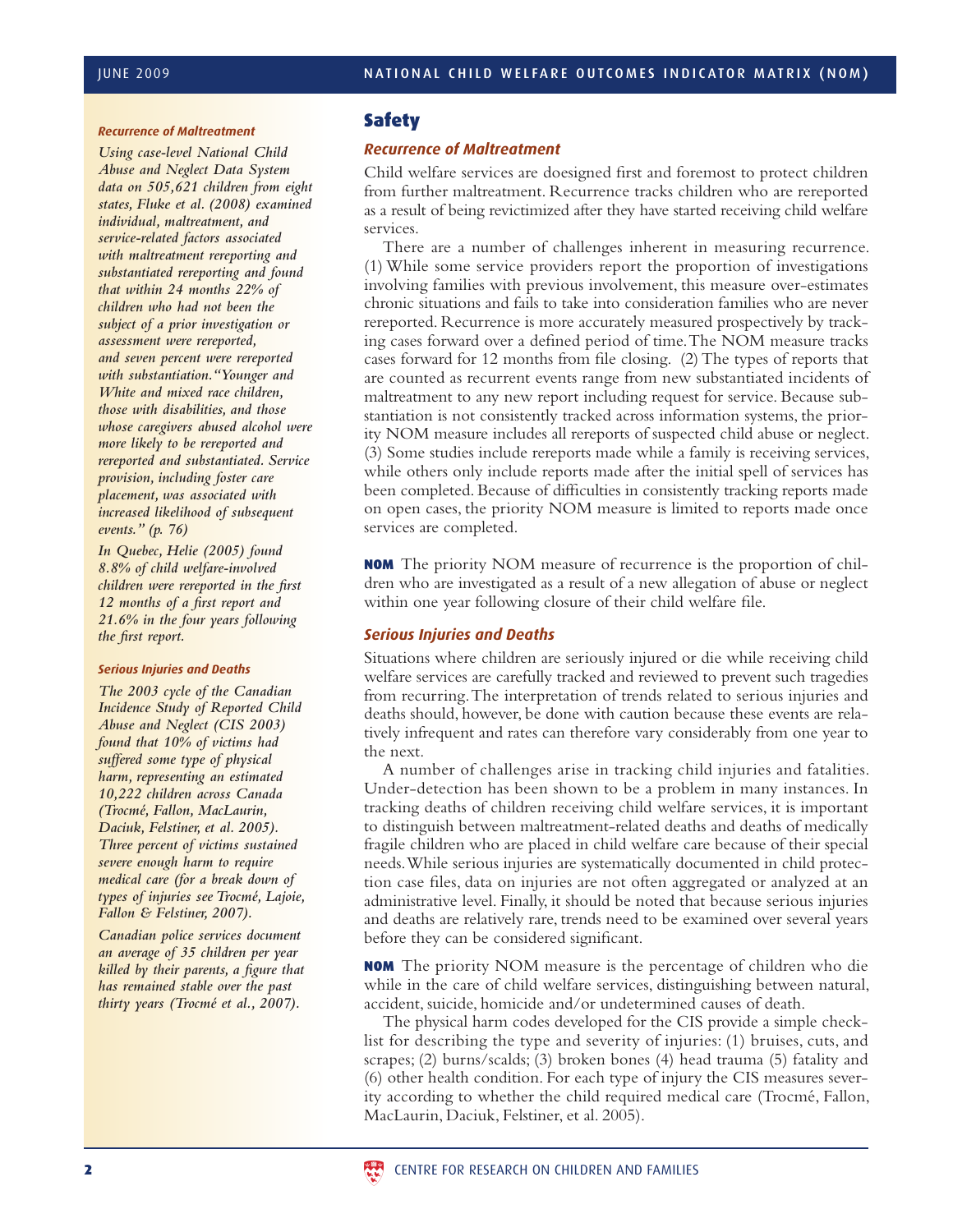## Safety

### Recurrence of Maltreatment

Child welfare services are doesigned first and foremost to protect children from further maltreatment. Recurrence tracks children who are rereported as a result of being revictimized after they have started receiving child welfare services.

There are a number of challenges inherent in measuring recurrence. (1) While some service providers report the proportion of investigations involving families with previous involvement, this measure over-estimates chronic situations and fails to take into consideration families who are never rereported. Recurrence is more accurately measured prospectively by tracking cases forward over a defined period of time. The NOM measure tracks cases forward for 12 months from file closing. (2) The types of reports that are counted as recurrent events range from new substantiated incidents of maltreatment to any new report including request for service. Because substantiation is not consistently tracked across information systems, the priority NOM measure includes all rereports of suspected child abuse or neglect. (3) Some studies include rereports made while a family is receiving services, while others only include reports made after the initial spell of services has been completed. Because of difficulties in consistently tracking reports made on open cases, the priority NOM measure is limited to reports made once services are completed.

**NOM** The priority NOM measure of recurrence is the proportion of children who are investigated as a result of a new allegation of abuse or neglect within one year following closure of their child welfare file.

### Serious Injuries and Deaths

Situations where children are seriously injured or die while receiving child welfare services are carefully tracked and reviewed to prevent such tragedies from recurring. The interpretation of trends related to serious injuries and deaths should, however, be done with caution because these events are relatively infrequent and rates can therefore vary considerably from one year to the next.

A number of challenges arise in tracking child injuries and fatalities. Under-detection has been shown to be a problem in many instances. In tracking deaths of children receiving child welfare services, it is important to distinguish between maltreatment-related deaths and deaths of medically fragile children who are placed in child welfare care because of their special needs. While serious injuries are systematically documented in child protection case files, data on injuries are not often aggregated or analyzed at an administrative level. Finally, it should be noted that because serious injuries and deaths are relatively rare, trends need to be examined over several years before they can be considered significant.

**NOM** The priority NOM measure is the percentage of children who die while in the care of child welfare services, distinguishing between natural, accident, suicide, homicide and/or undetermined causes of death.

The physical harm codes developed for the CIS provide a simple checklist for describing the type and severity of injuries: (1) bruises, cuts, and scrapes; (2) burns/scalds; (3) broken bones (4) head trauma (5) fatality and (6) other health condition. For each type of injury the CIS measures severity according to whether the child required medical care (Trocmé, Fallon, MacLaurin, Daciuk, Felstiner, et al. 2005).

**Recurrence of Maltreatment**

*Using case-level National Child Abuse and Neglect Data System data on 505,621 children from eight states, Fluke et al. (2008) examined individual, maltreatment, and service-related factors associated with maltreatment rereporting and substantiated rereporting and found that within 24 months 22% of children who had not been the subject of a prior investigation or assessment were rereported, and seven percent were rereported with substantiation. "Younger and White and mixed race children, those with disabilities, and those whose caregivers abused alcohol were more likely to be rereported and rereported and substantiated. Service provision, including foster care placement, was associated with increased likelihood of subsequent events." (p. 76)*

*In Quebec, Helie (2005) found 8.8% of child welfare-involved children were rereported in the first 12 months of a first report and 21.6% in the four years following the first report.*

**Serious Injuries and Deaths**

*The 2003 cycle of the Canadian Incidence Study of Reported Child Abuse and Neglect (CIS 2003) found that 10% of victims had suffered some type of physical harm, representing an estimated 10,222 children across Canada (Trocmé, Fallon, MacLaurin, Daciuk, Felstiner, et al. 2005). Three percent of victims sustained severe enough harm to require medical care (for a break down of types of injuries see Trocmé, Lajoie, Fallon & Felstiner, 2007).*

*Canadian police services document an average of 35 children per year killed by their parents, a figure that has remained stable over the past thirty years (Trocmé et al., 2007).*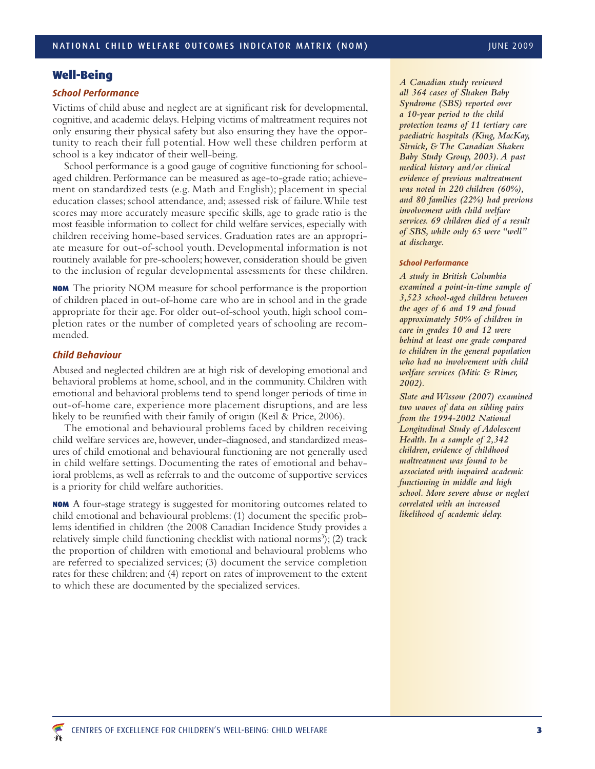## Well-Being

### School Performance

Victims of child abuse and neglect are at significant risk for developmental, cognitive, and academic delays. Helping victims of maltreatment requires not only ensuring their physical safety but also ensuring they have the opportunity to reach their full potential. How well these children perform at school is a key indicator of their well-being.

School performance is a good gauge of cognitive functioning for school-aged children. Performance can be measured as age-to-grade ratio; achievement on standardized tests (e.g. Math and English); placement in special education classes; school attendance, and; assessed risk of failure. While test scores may more accurately measure specific skills, age to grade ratio is the most feasible information to collect for child welfare services, especially with children receiving home-based services. Graduation rates are an appropriate measure for out-of-school youth. Developmental information is not routinely available for pre-schoolers; however, consideration should be given to the inclusion of regular developmental assessments for these children.

**NOM** The priority NOM measure for school performance is the proportion of children placed in out-of-home care who are in school and in the grade appropriate for their age. For older out-of-school youth, high school completion rates or the number of completed years of schooling are recommended.

### Child Behaviour

Abused and neglected children are at high risk of developing emotional and behavioral problems at home, school, and in the community. Children with emotional and behavioral problems tend to spend longer periods of time in out-of-home care, experience more placement disruptions, and are less likely to be reunified with their family of origin (Keil & Price, 2006).

The emotional and behavioural problems faced by children receiving child welfare services are, however, under-diagnosed, and standardized measures of child emotional and behavioural functioning are not generally used in child welfare settings. Documenting the rates of emotional and behavioral problems, as well as referrals to and the outcome of supportive services is a priority for child welfare authorities.

**NOM** A four-stage strategy is suggested for monitoring outcomes related to child emotional and behavioural problems: (1) document the specific problems identified in children (the 2008 Canadian Incidence Study provides a relatively simple child functioning checklist with national norms[3]); (2) track the proportion of children with emotional and behavioural problems who are referred to specialized services; (3) document the service completion rates for these children; and (4) report on rates of improvement to the extent to which these are documented by the specialized services.

*A Canadian study reviewed all 364 cases of Shaken Baby Syndrome (SBS) reported over a 10-year period to the child protection teams of 11 tertiary care paediatric hospitals (King, MacKay, Sirnick, & The Canadian Shaken Baby Study Group, 2003). A past medical history and/or clinical evidence of previous maltreatment was noted in 220 children (60%), and 80 families (22%) had previous involvement with child welfare services. 69 children died of a result of SBS, while only 65 were "well" at discharge.*

#### School Performance

*A study in British Columbia examined a point-in-time sample of 3,523 school-aged children between the ages of 6 and 19 and found approximately 50% of children in care in grades 10 and 12 were behind at least one grade compared to children in the general population who had no involvement with child welfare services (Mitic & Rimer, 2002).*

*Slate and Wissow (2007) examined two waves of data on sibling pairs from the 1994-2002 National Longitudinal Study of Adolescent Health. In a sample of 2,342 children, evidence of childhood maltreatment was found to be associated with impaired academic functioning in middle and high school. More severe abuse or neglect correlated with an increased likelihood of academic delay.*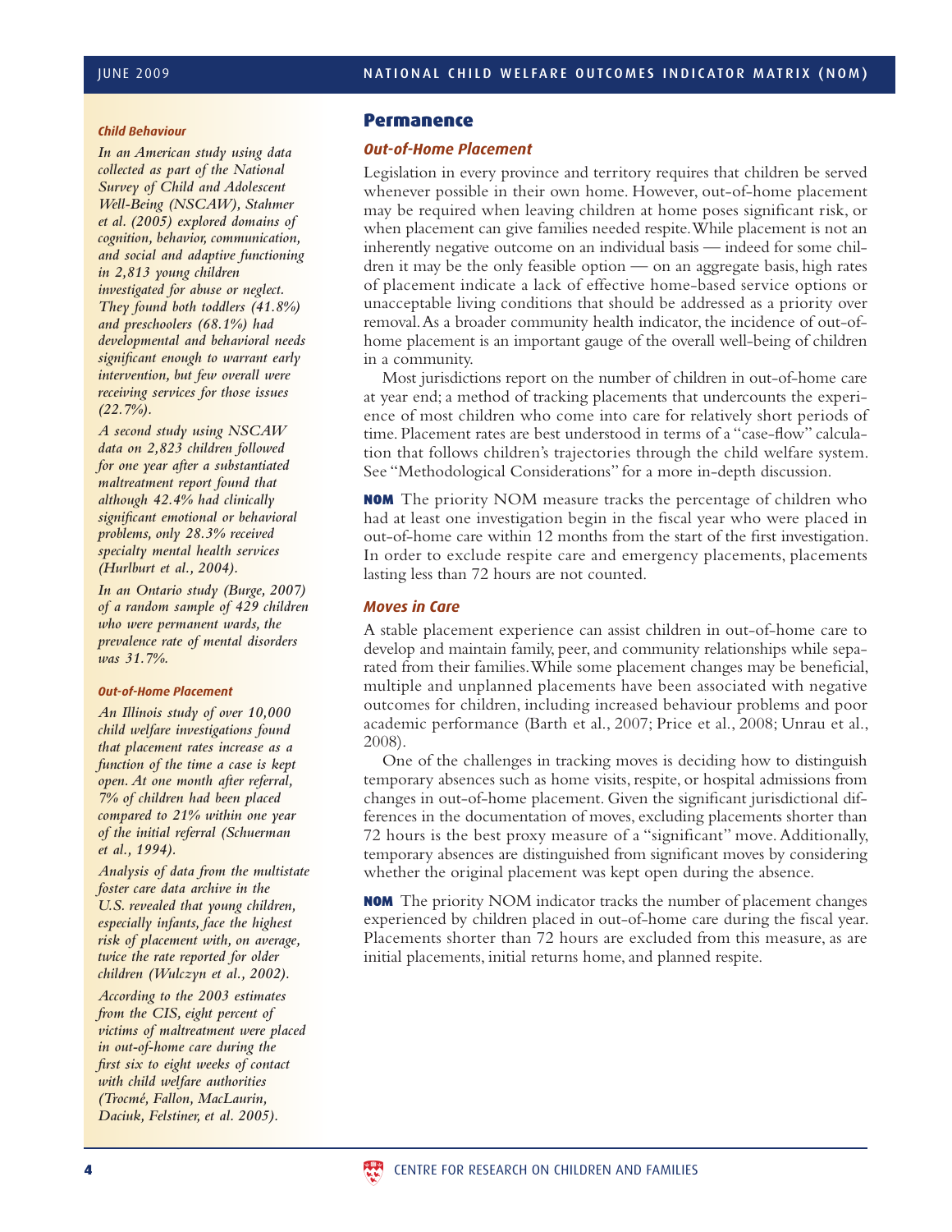## Permanence

### Out-of-Home Placement

Legislation in every province and territory requires that children be served whenever possible in their own home. However, out-of-home placement may be required when leaving children at home poses significant risk, or when placement can give families needed respite. While placement is not an inherently negative outcome on an individual basis — indeed for some children it may be the only feasible option — on an aggregate basis, high rates of placement indicate a lack of effective home-based service options or unacceptable living conditions that should be addressed as a priority over removal. As a broader community health indicator, the incidence of out-of-home placement is an important gauge of the overall well-being of children in a community.

Most jurisdictions report on the number of children in out-of-home care at year end; a method of tracking placements that undercounts the experience of most children who come into care for relatively short periods of time. Placement rates are best understood in terms of a "case-flow" calculation that follows children's trajectories through the child welfare system. See "Methodological Considerations" for a more in-depth discussion.

**NOM** The priority NOM measure tracks the percentage of children who had at least one investigation begin in the fiscal year who were placed in out-of-home care within 12 months from the start of the first investigation. In order to exclude respite care and emergency placements, placements lasting less than 72 hours are not counted.

### Moves in Care

A stable placement experience can assist children in out-of-home care to develop and maintain family, peer, and community relationships while separated from their families. While some placement changes may be beneficial, multiple and unplanned placements have been associated with negative outcomes for children, including increased behaviour problems and poor academic performance (Barth et al., 2007; Price et al., 2008; Unrau et al., 2008).

One of the challenges in tracking moves is deciding how to distinguish temporary absences such as home visits, respite, or hospital admissions from changes in out-of-home placement. Given the significant jurisdictional differences in the documentation of moves, excluding placements shorter than 72 hours is the best proxy measure of a "significant" move. Additionally, temporary absences are distinguished from significant moves by considering whether the original placement was kept open during the absence.

**NOM** The priority NOM indicator tracks the number of placement changes experienced by children placed in out-of-home care during the fiscal year. Placements shorter than 72 hours are excluded from this measure, as are initial placements, initial returns home, and planned respite.

#### Child Behaviour

*In an American study using data collected as part of the National Survey of Child and Adolescent Well-Being (NSCAW), Stahmer et al. (2005) explored domains of cognition, behavior, communication, and social and adaptive functioning in 2,813 young children investigated for abuse or neglect. They found both toddlers (41.8%) and preschoolers (68.1%) had developmental and behavioral needs significant enough to warrant early intervention, but few overall were receiving services for those issues (22.7%).*

*A second study using NSCAW data on 2,823 children followed for one year after a substantiated maltreatment report found that although 42.4% had clinically significant emotional or behavioral problems, only 28.3% received specialty mental health services (Hurlburt et al., 2004).*

*In an Ontario study (Burge, 2007) of a random sample of 429 children who were permanent wards, the prevalence rate of mental disorders was 31.7%.*

#### Out-of-Home Placement

*An Illinois study of over 10,000 child welfare investigations found that placement rates increase as a function of the time a case is kept open. At one month after referral, 7% of children had been placed compared to 21% within one year of the initial referral (Schuerman et al., 1994).*

*Analysis of data from the multistate foster care data archive in the U.S. revealed that young children, especially infants, face the highest risk of placement with, on average, twice the rate reported for older children (Wulczyn et al., 2002).*

*According to the 2003 estimates from the CIS, eight percent of victims of maltreatment were placed in out-of-home care during the first six to eight weeks of contact with child welfare authorities (Trocmé, Fallon, MacLaurin, Daciuk, Felstiner, et al. 2005).*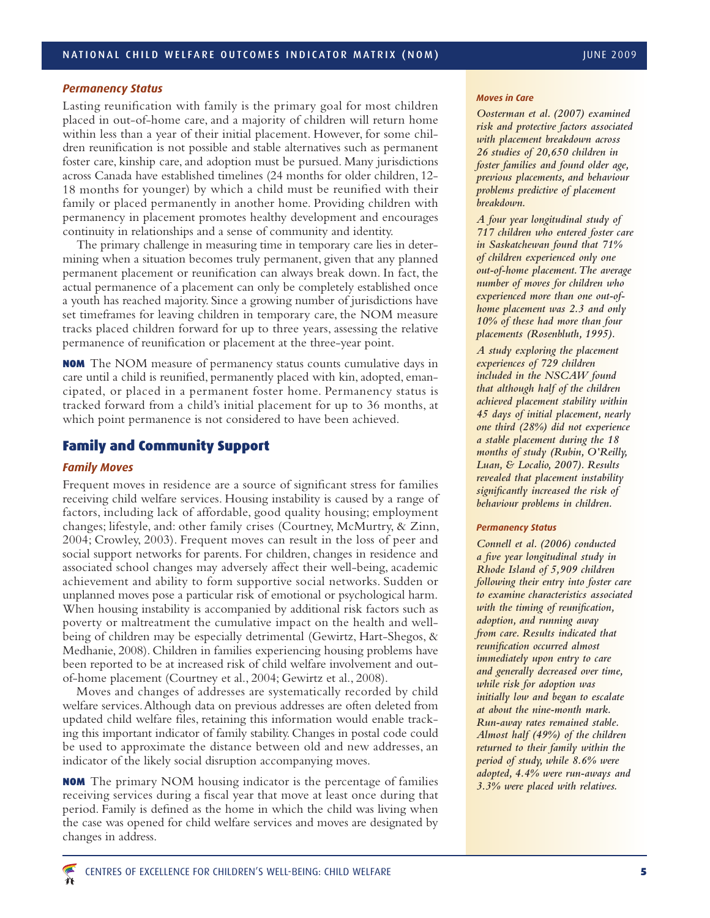### *Permanency Status*

Lasting reunification with family is the primary goal for most children placed in out-of-home care, and a majority of children will return home within less than a year of their initial placement. However, for some children reunification is not possible and stable alternatives such as permanent foster care, kinship care, and adoption must be pursued. Many jurisdictions across Canada have established timelines (24 months for older children, 12-18 months for younger) by which a child must be reunified with their family or placed permanently in another home. Providing children with permanency in placement promotes healthy development and encourages continuity in relationships and a sense of community and identity.

The primary challenge in measuring time in temporary care lies in determining when a situation becomes truly permanent, given that any planned permanent placement or reunification can always break down. In fact, the actual permanence of a placement can only be completely established once a youth has reached majority. Since a growing number of jurisdictions have set timeframes for leaving children in temporary care, the NOM measure tracks placed children forward for up to three years, assessing the relative permanence of reunification or placement at the three-year point.

**NOM** The NOM measure of permanency status counts cumulative days in care until a child is reunified, permanently placed with kin, adopted, emancipated, or placed in a permanent foster home. Permanency status is tracked forward from a child's initial placement for up to 36 months, at which point permanence is not considered to have been achieved.

## Family and Community Support

### *Family Moves*

Frequent moves in residence are a source of significant stress for families receiving child welfare services. Housing instability is caused by a range of factors, including lack of affordable, good quality housing; employment changes; lifestyle, and: other family crises (Courtney, McMurtry, & Zinn, 2004; Crowley, 2003). Frequent moves can result in the loss of peer and social support networks for parents. For children, changes in residence and associated school changes may adversely affect their well-being, academic achievement and ability to form supportive social networks. Sudden or unplanned moves pose a particular risk of emotional or psychological harm. When housing instability is accompanied by additional risk factors such as poverty or maltreatment the cumulative impact on the health and well-being of children may be especially detrimental (Gewirtz, Hart-Shegos, & Medhanie, 2008). Children in families experiencing housing problems have been reported to be at increased risk of child welfare involvement and out-of-home placement (Courtney et al., 2004; Gewirtz et al., 2008).

Moves and changes of addresses are systematically recorded by child welfare services. Although data on previous addresses are often deleted from updated child welfare files, retaining this information would enable tracking this important indicator of family stability. Changes in postal code could be used to approximate the distance between old and new addresses, an indicator of the likely social disruption accompanying moves.

**NOM** The primary NOM housing indicator is the percentage of families receiving services during a fiscal year that move at least once during that period. Family is defined as the home in which the child was living when the case was opened for child welfare services and moves are designated by changes in address.

#### *Moves in Care*

*Oosterman et al. (2007) examined risk and protective factors associated with placement breakdown across 26 studies of 20,650 children in foster families and found older age, previous placements, and behaviour problems predictive of placement breakdown.*

*A four year longitudinal study of 717 children who entered foster care in Saskatchewan found that 71% of children experienced only one out-of-home placement. The average number of moves for children who experienced more than one out-of-home placement was 2.3 and only 10% of these had more than four placements (Rosenbluth, 1995).*

*A study exploring the placement experiences of 729 children included in the NSCAW found that although half of the children achieved placement stability within 45 days of initial placement, nearly one third (28%) did not experience a stable placement during the 18 months of study (Rubin, O'Reilly, Luan, & Localio, 2007). Results revealed that placement instability significantly increased the risk of behaviour problems in children.*

#### *Permanency Status*

*Connell et al. (2006) conducted a five year longitudinal study in Rhode Island of 5,909 children following their entry into foster care to examine characteristics associated with the timing of reunification, adoption, and running away from care. Results indicated that reunification occurred almost immediately upon entry to care and generally decreased over time, while risk for adoption was initially low and began to escalate at about the nine-month mark. Run-away rates remained stable. Almost half (49%) of the children returned to their family within the period of study, while 8.6% were adopted, 4.4% were run-aways and 3.3% were placed with relatives.*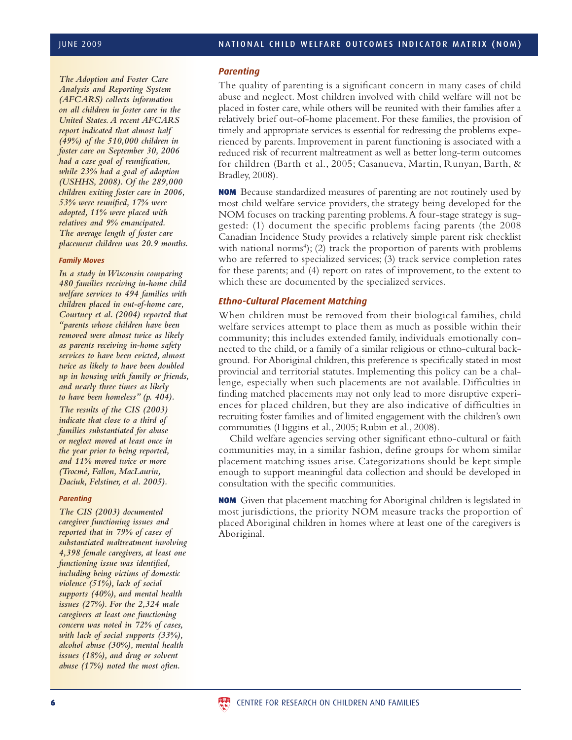*The Adoption and Foster Care Analysis and Reporting System (AFCARS) collects information on all children in foster care in the United States. A recent AFCARS report indicated that almost half (49%) of the 510,000 children in foster care on September 30, 2006 had a case goal of reunification, while 23% had a goal of adoption (USHHS, 2008). Of the 289,000 children exiting foster care in 2006, 53% were reunified, 17% were adopted, 11% were placed with relatives and 9% emancipated. The average length of foster care placement children was 20.9 months.*

#### *Family Moves*

*In a study in Wisconsin comparing 480 families receiving in-home child welfare services to 494 families with children placed in out-of-home care, Courtney et al. (2004) reported that "parents whose children have been removed were almost twice as likely as parents receiving in-home safety services to have been evicted, almost twice as likely to have been doubled up in housing with family or friends, and nearly three times as likely to have been homeless" (p. 404).*

*The results of the CIS (2003) indicate that close to a third of families substantiated for abuse or neglect moved at least once in the year prior to being reported, and 11% moved twice or more (Trocmé, Fallon, MacLaurin, Daciuk, Felstiner, et al. 2005).*

#### *Parenting*

*The CIS (2003) documented caregiver functioning issues and reported that in 79% of cases of substantiated maltreatment involving 4,398 female caregivers, at least one functioning issue was identified, including being victims of domestic violence (51%), lack of social supports (40%), and mental health issues (27%). For the 2,324 male caregivers at least one functioning concern was noted in 72% of cases, with lack of social supports (33%), alcohol abuse (30%), mental health issues (18%), and drug or solvent abuse (17%) noted the most often.*

### *Parenting*

The quality of parenting is a significant concern in many cases of child abuse and neglect. Most children involved with child welfare will not be placed in foster care, while others will be reunited with their families after a relatively brief out-of-home placement. For these families, the provision of timely and appropriate services is essential for redressing the problems experienced by parents. Improvement in parent functioning is associated with a reduced risk of recurrent maltreatment as well as better long-term outcomes for children (Barth et al., 2005; Casanueva, Martin, Runyan, Barth, & Bradley, 2008).

**NOM** Because standardized measures of parenting are not routinely used by most child welfare service providers, the strategy being developed for the NOM focuses on tracking parenting problems. A four-stage strategy is suggested: (1) document the specific problems facing parents (the 2008 Canadian Incidence Study provides a relatively simple parent risk checklist with national norms[4]); (2) track the proportion of parents with problems who are referred to specialized services; (3) track service completion rates for these parents; and (4) report on rates of improvement, to the extent to which these are documented by the specialized services.

### *Ethno-Cultural Placement Matching*

When children must be removed from their biological families, child welfare services attempt to place them as much as possible within their community; this includes extended family, individuals emotionally connected to the child, or a family of a similar religious or ethno-cultural background. For Aboriginal children, this preference is specifically stated in most provincial and territorial statutes. Implementing this policy can be a challenge, especially when such placements are not available. Difficulties in finding matched placements may not only lead to more disruptive experiences for placed children, but they are also indicative of difficulties in recruiting foster families and of limited engagement with the children's own communities (Higgins et al., 2005; Rubin et al., 2008).

Child welfare agencies serving other significant ethno-cultural or faith communities may, in a similar fashion, define groups for whom similar placement matching issues arise. Categorizations should be kept simple enough to support meaningful data collection and should be developed in consultation with the specific communities.

**NOM** Given that placement matching for Aboriginal children is legislated in most jurisdictions, the priority NOM measure tracks the proportion of placed Aboriginal children in homes where at least one of the caregivers is Aboriginal.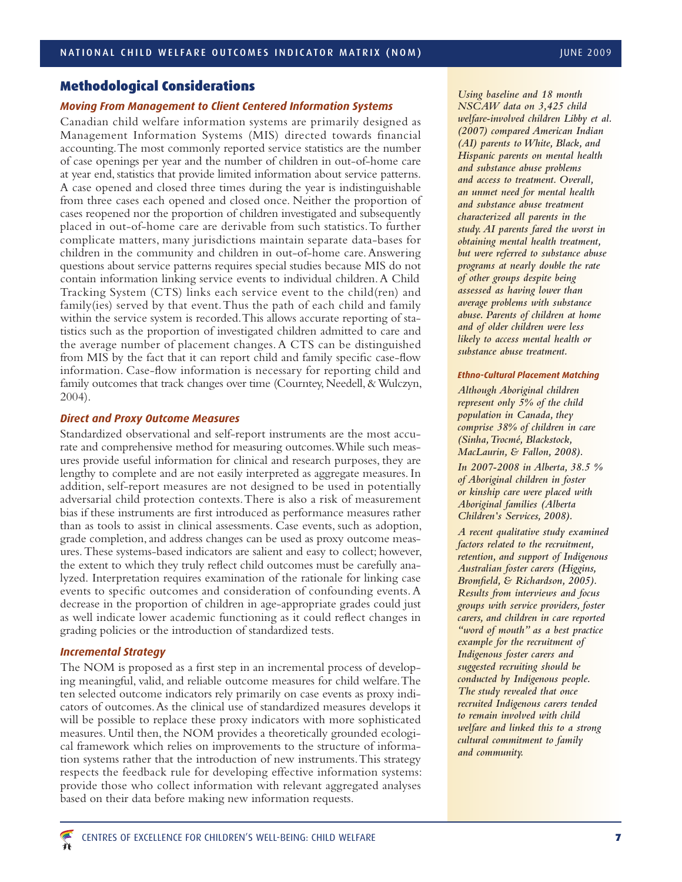## Methodological Considerations

### Moving From Management to Client Centered Information Systems

Canadian child welfare information systems are primarily designed as Management Information Systems (MIS) directed towards financial accounting. The most commonly reported service statistics are the number of case openings per year and the number of children in out-of-home care at year end, statistics that provide limited information about service patterns. A case opened and closed three times during the year is indistinguishable from three cases each opened and closed once. Neither the proportion of cases reopened nor the proportion of children investigated and subsequently placed in out-of-home care are derivable from such statistics. To further complicate matters, many jurisdictions maintain separate data-bases for children in the community and children in out-of-home care. Answering questions about service patterns requires special studies because MIS do not contain information linking service events to individual children. A Child Tracking System (CTS) links each service event to the child(ren) and family(ies) served by that event. Thus the path of each child and family within the service system is recorded. This allows accurate reporting of statistics such as the proportion of investigated children admitted to care and the average number of placement changes. A CTS can be distinguished from MIS by the fact that it can report child and family specific case-flow information. Case-flow information is necessary for reporting child and family outcomes that track changes over time (Courntey, Needell, & Wulczyn, 2004).

### Direct and Proxy Outcome Measures

Standardized observational and self-report instruments are the most accurate and comprehensive method for measuring outcomes. While such measures provide useful information for clinical and research purposes, they are lengthy to complete and are not easily interpreted as aggregate measures. In addition, self-report measures are not designed to be used in potentially adversarial child protection contexts. There is also a risk of measurement bias if these instruments are first introduced as performance measures rather than as tools to assist in clinical assessments. Case events, such as adoption, grade completion, and address changes can be used as proxy outcome measures. These systems-based indicators are salient and easy to collect; however, the extent to which they truly reflect child outcomes must be carefully analyzed. Interpretation requires examination of the rationale for linking case events to specific outcomes and consideration of confounding events. A decrease in the proportion of children in age-appropriate grades could just as well indicate lower academic functioning as it could reflect changes in grading policies or the introduction of standardized tests.

### Incremental Strategy

The NOM is proposed as a first step in an incremental process of developing meaningful, valid, and reliable outcome measures for child welfare. The ten selected outcome indicators rely primarily on case events as proxy indicators of outcomes. As the clinical use of standardized measures develops it will be possible to replace these proxy indicators with more sophisticated measures. Until then, the NOM provides a theoretically grounded ecological framework which relies on improvements to the structure of information systems rather that the introduction of new instruments. This strategy respects the feedback rule for developing effective information systems: provide those who collect information with relevant aggregated analyses based on their data before making new information requests.

*Using baseline and 18 month NSCAW data on 3,425 child welfare-involved children Libby et al. (2007) compared American Indian (AI) parents to White, Black, and Hispanic parents on mental health and substance abuse problems and access to treatment. Overall, an unmet need for mental health and substance abuse treatment characterized all parents in the study. AI parents fared the worst in obtaining mental health treatment, but were referred to substance abuse programs at nearly double the rate of other groups despite being assessed as having lower than average problems with substance abuse. Parents of children at home and of older children were less likely to access mental health or substance abuse treatment.*

#### Ethno-Cultural Placement Matching

*Although Aboriginal children represent only 5% of the child population in Canada, they comprise 38% of children in care (Sinha, Trocmé, Blackstock, MacLaurin, & Fallon, 2008).*

*In 2007-2008 in Alberta, 38.5 % of Aboriginal children in foster or kinship care were placed with Aboriginal families (Alberta Children's Services, 2008).*

*A recent qualitative study examined factors related to the recruitment, retention, and support of Indigenous Australian foster carers (Higgins, Bromfield, & Richardson, 2005). Results from interviews and focus groups with service providers, foster carers, and children in care reported "word of mouth" as a best practice example for the recruitment of Indigenous foster carers and suggested recruiting should be conducted by Indigenous people. The study revealed that once recruited Indigenous carers tended to remain involved with child welfare and linked this to a strong cultural commitment to family and community.*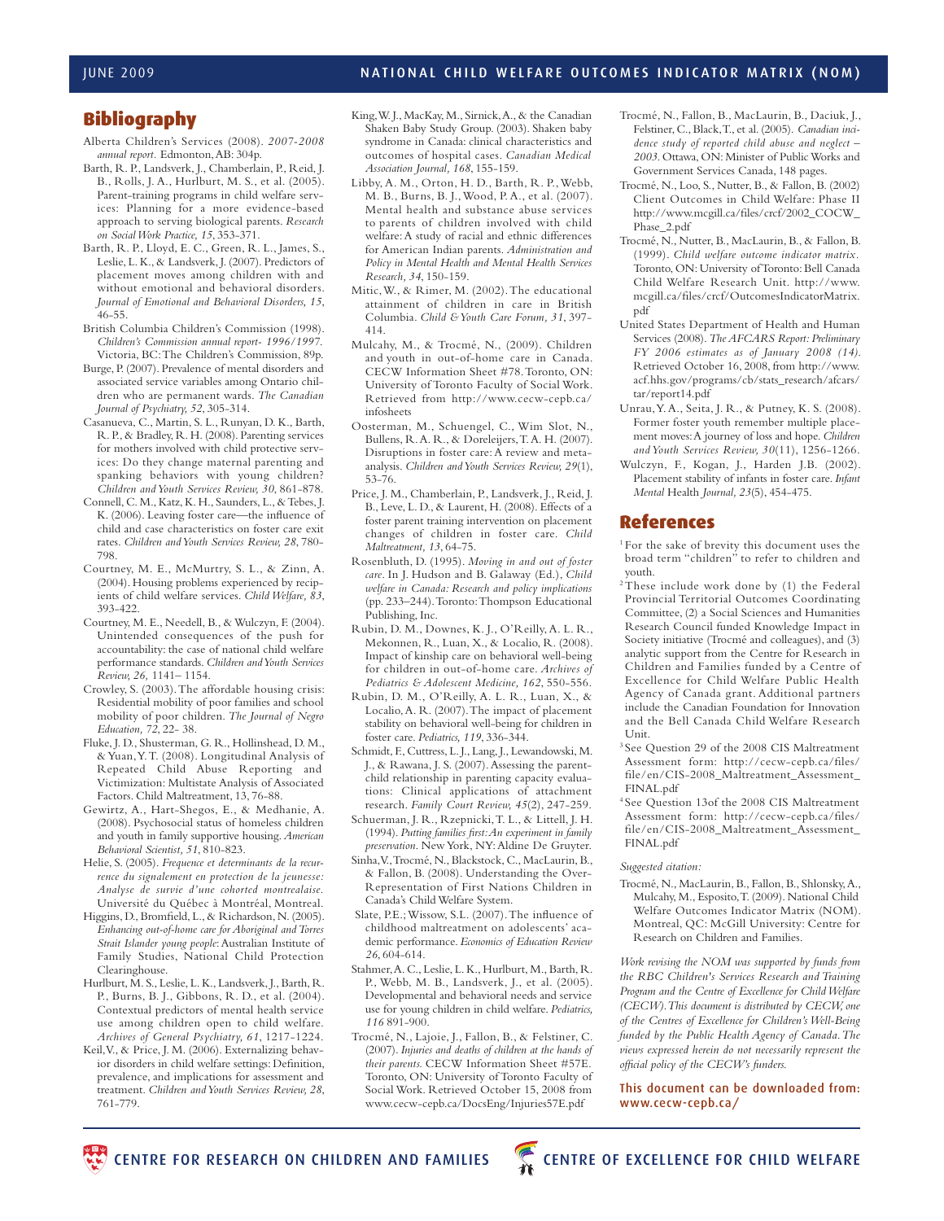## Bibliography

Alberta Children's Services (2008). *2007-2008 annual report.* Edmonton, AB: 304p.

Barth, R. P., Landsverk, J., Chamberlain, P., Reid, J. B., Rolls, J. A., Hurlburt, M. S., et al. (2005). Parent-training programs in child welfare services: Planning for a more evidence-based approach to serving biological parents. *Research on Social Work Practice, 15*, 353-371.

Barth, R. P., Lloyd, E. C., Green, R. L., James, S., Leslie, L. K., & Landsverk, J. (2007). Predictors of placement moves among children with and without emotional and behavioral disorders. *Journal of Emotional and Behavioral Disorders, 15*, 46-55.

British Columbia Children's Commission (1998). *Children's Commission annual report- 1996/1997.* Victoria, BC: The Children's Commission, 89p.

Burge, P. (2007). Prevalence of mental disorders and associated service variables among Ontario children who are permanent wards. *The Canadian Journal of Psychiatry, 52*, 305-314.

Casanueva, C., Martin, S. L., Runyan, D. K., Barth, R. P., & Bradley, R. H. (2008). Parenting services for mothers involved with child protective services: Do they change maternal parenting and spanking behaviors with young children? *Children and Youth Services Review, 30*, 861-878.

Connell, C. M., Katz, K. H., Saunders, L., & Tebes, J. K. (2006). Leaving foster care—the influence of child and case characteristics on foster care exit rates. *Children and Youth Services Review, 28*, 780-798.

Courtney, M. E., McMurtry, S. L., & Zinn, A. (2004). Housing problems experienced by recipients of child welfare services. *Child Welfare, 83*, 393-422.

Courtney, M. E., Needell, B., & Wulczyn, F. (2004). Unintended consequences of the push for accountability: the case of national child welfare performance standards. *Children and Youth Services Review, 26,* 1141– 1154.

Crowley, S. (2003). The affordable housing crisis: Residential mobility of poor families and school mobility of poor children. *The Journal of Negro Education, 72*, 22- 38.

Fluke, J. D., Shusterman, G. R., Hollinshead, D. M., & Yuan, Y. T. (2008). Longitudinal Analysis of Repeated Child Abuse Reporting and Victimization: Multistate Analysis of Associated Factors. Child Maltreatment, 13, 76-88.

Gewirtz, A., Hart-Shegos, E., & Medhanie, A. (2008). Psychosocial status of homeless children and youth in family supportive housing. *American Behavioral Scientist, 51*, 810-823.

Helie, S. (2005). *Frequence et determinants de la recurrence du signalement en protection de la jeunesse: Analyse de survie d'une cohorted montrealaise.* Université du Québec à Montréal, Montreal.

Higgins, D., Bromfield, L., & Richardson, N. (2005). *Enhancing out-of-home care for Aboriginal and Torres Strait Islander young people*: Australian Institute of Family Studies, National Child Protection Clearinghouse.

Hurlburt, M. S., Leslie, L. K., Landsverk, J., Barth, R. P., Burns, B. J., Gibbons, R. D., et al. (2004). Contextual predictors of mental health service use among children open to child welfare. *Archives of General Psychiatry, 61*, 1217-1224.

Keil, V., & Price, J. M. (2006). Externalizing behavior disorders in child welfare settings: Definition, prevalence, and implications for assessment and treatment. *Children and Youth Services Review, 28*, 761-779.

King, W. J., MacKay, M., Sirnick, A., & the Canadian Shaken Baby Study Group. (2003). Shaken baby syndrome in Canada: clinical characteristics and outcomes of hospital cases. *Canadian Medical Association Journal, 168*, 155-159.

Libby, A. M., Orton, H. D., Barth, R. P., Webb, M. B., Burns, B. J., Wood, P. A., et al. (2007). Mental health and substance abuse services to parents of children involved with child welfare: A study of racial and ethnic differences for American Indian parents. *Administration and Policy in Mental Health and Mental Health Services Research, 34*, 150-159.

Mitic, W., & Rimer, M. (2002). The educational attainment of children in care in British Columbia. *Child & Youth Care Forum, 31*, 397-414.

Mulcahy, M., & Trocmé, N., (2009). Children and youth in out-of-home care in Canada. CECW Information Sheet #78. Toronto, ON: University of Toronto Faculty of Social Work. Retrieved from http://www.cecw-cepb.ca/infosheets

Oosterman, M., Schuengel, C., Wim Slot, N., Bullens, R. A. R., & Doreleijers, T. A. H. (2007). Disruptions in foster care: A review and meta-analysis. *Children and Youth Services Review, 29*(1), 53-76.

Price, J. M., Chamberlain, P., Landsverk, J., Reid, J. B., Leve, L. D., & Laurent, H. (2008). Effects of a foster parent training intervention on placement changes of children in foster care. *Child Maltreatment, 13*, 64-75.

Rosenbluth, D. (1995). *Moving in and out of foster care*. In J. Hudson and B. Galaway (Ed.), *Child welfare in Canada: Research and policy implications* (pp. 233–244). Toronto: Thompson Educational Publishing, Inc.

Rubin, D. M., Downes, K. J., O'Reilly, A. L. R., Mekonnen, R., Luan, X., & Localio, R. (2008). Impact of kinship care on behavioral well-being for children in out-of-home care. *Archives of Pediatrics & Adolescent Medicine, 162*, 550-556.

Rubin, D. M., O'Reilly, A. L. R., Luan, X., & Localio, A. R. (2007). The impact of placement stability on behavioral well-being for children in foster care. *Pediatrics, 119*, 336-344.

Schmidt, F., Cuttress, L. J., Lang, J., Lewandowski, M. J., & Rawana, J. S. (2007). Assessing the parent-child relationship in parenting capacity evaluations: Clinical applications of attachment research. *Family Court Review, 45*(2), 247-259.

Schuerman, J. R., Rzepnicki, T. L., & Littell, J. H. (1994). *Putting families first: An experiment in family preservation*. New York, NY: Aldine De Gruyter.

Sinha, V., Trocmé, N., Blackstock, C., MacLaurin, B., & Fallon, B. (2008). Understanding the Over-Representation of First Nations Children in Canada's Child Welfare System.

Slate, P.E.; Wissow, S.L. (2007). The influence of childhood maltreatment on adolescents' academic performance. *Economics of Education Review 26*, 604-614.

Stahmer, A. C., Leslie, L. K., Hurlburt, M., Barth, R. P., Webb, M. B., Landsverk, J., et al. (2005). Developmental and behavioral needs and service use for young children in child welfare. *Pediatrics, 116* 891-900.

Trocmé, N., Lajoie, J., Fallon, B., & Felstiner, C. (2007). *Injuries and deaths of children at the hands of their parents.* CECW Information Sheet #57E. Toronto, ON: University of Toronto Faculty of Social Work. Retrieved October 15, 2008 from www.cecw-cepb.ca/DocsEng/Injuries57E.pdf

Trocmé, N., Fallon, B., MacLaurin, B., Daciuk, J., Felstiner, C., Black, T., et al. (2005). *Canadian incidence study of reported child abuse and neglect – 2003.* Ottawa, ON: Minister of Public Works and Government Services Canada, 148 pages.

Trocmé, N., Loo, S., Nutter, B., & Fallon, B. (2002) Client Outcomes in Child Welfare: Phase II http://www.mcgill.ca/files/crcf/2002_COCW_Phase_2.pdf

Trocmé, N., Nutter, B., MacLaurin, B., & Fallon, B. (1999). *Child welfare outcome indicator matrix.* Toronto, ON: University of Toronto: Bell Canada Child Welfare Research Unit. http://www.mcgill.ca/files/crcf/OutcomesIndicatorMatrix.pdf

United States Department of Health and Human Services (2008). *The AFCARS Report: Preliminary FY 2006 estimates as of January 2008 (14).* Retrieved October 16, 2008, from http://www.acf.hhs.gov/programs/cb/stats_research/afcars/tar/report14.pdf

Unrau, Y. A., Seita, J. R., & Putney, K. S. (2008). Former foster youth remember multiple placement moves: A journey of loss and hope. *Children and Youth Services Review, 30*(11), 1256-1266.

Wulczyn, F., Kogan, J., Harden J.B. (2002). Placement stability of infants in foster care. *Infant Mental* Health *Journal, 23*(5), 454-475.

## References

[1] For the sake of brevity this document uses the broad term "children" to refer to children and youth.

[2] These include work done by (1) the Federal Provincial Territorial Outcomes Coordinating Committee, (2) a Social Sciences and Humanities Research Council funded Knowledge Impact in Society initiative (Trocmé and colleagues), and (3) analytic support from the Centre for Research in Children and Families funded by a Centre of Excellence for Child Welfare Public Health Agency of Canada grant. Additional partners include the Canadian Foundation for Innovation and the Bell Canada Child Welfare Research Unit.

[3] See Question 29 of the 2008 CIS Maltreatment Assessment form: http://cecw-cepb.ca/files/file/en/CIS-2008_Maltreatment_Assessment_FINAL.pdf

[4] See Question 13of the 2008 CIS Maltreatment Assessment form: http://cecw-cepb.ca/files/file/en/CIS-2008_Maltreatment_Assessment_FINAL.pdf

*Suggested citation:*

Trocmé, N., MacLaurin, B., Fallon, B., Shlonsky, A., Mulcahy, M., Esposito, T. (2009). National Child Welfare Outcomes Indicator Matrix (NOM). Montreal, QC: McGill University: Centre for Research on Children and Families.

*Work revising the NOM was supported by funds from the RBC Children's Services Research and Training Program and the Centre of Excellence for Child Welfare (CECW). This document is distributed by CECW, one of the Centres of Excellence for Children's Well-Being funded by the Public Health Agency of Canada. The views expressed herein do not necessarily represent the official policy of the CECW's funders.*

This document can be downloaded from: www.cecw-cepb.ca/